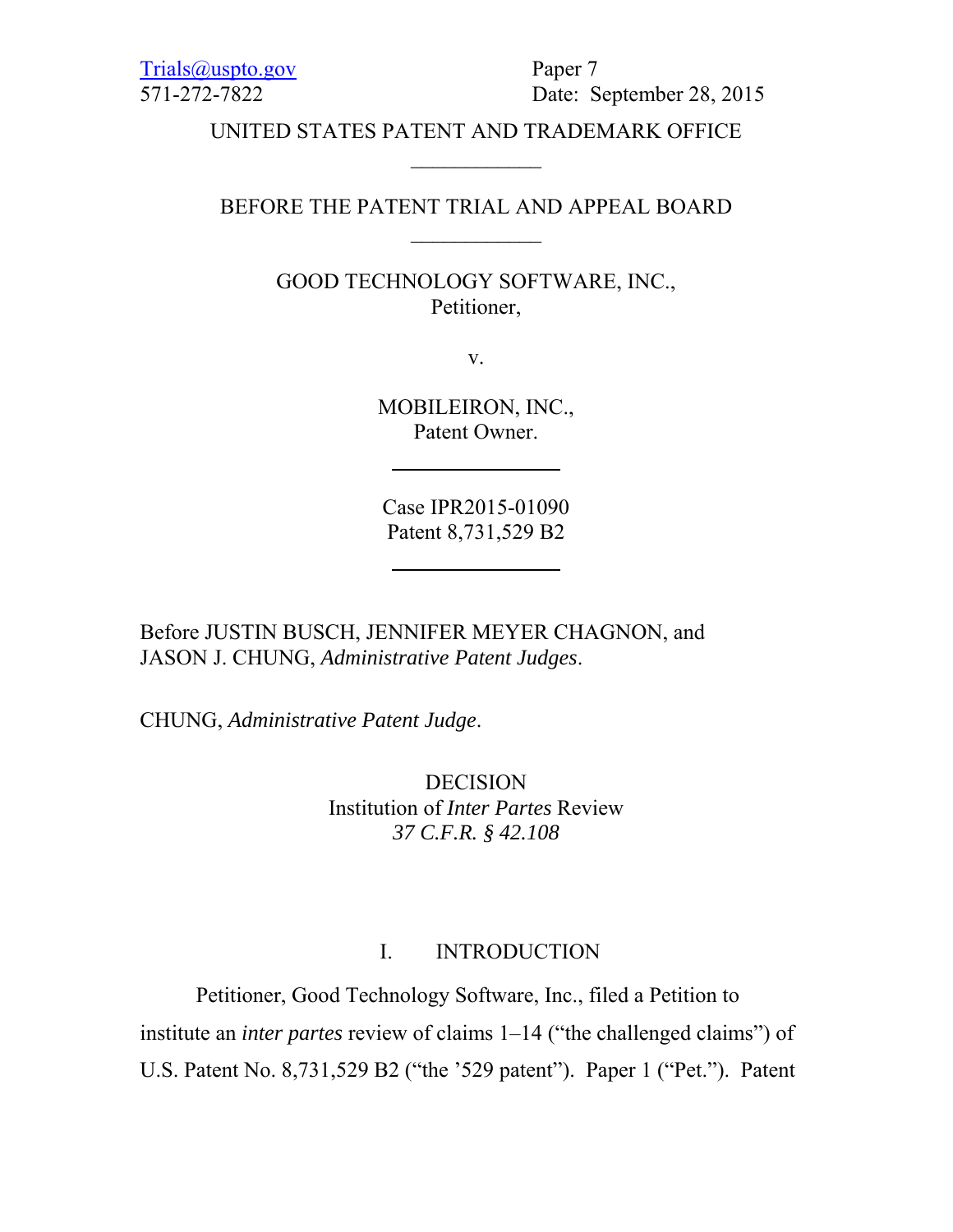Trials@uspto.gov
571-272-7822

Paper 7
Date: September 28, 2015

UNITED STATES PATENT AND TRADEMARK OFFICE

---

BEFORE THE PATENT TRIAL AND APPEAL BOARD

---

GOOD TECHNOLOGY SOFTWARE, INC.,
Petitioner,

v.

MOBILEIRON, INC.,
Patent Owner.

---

Case IPR2015-01090
Patent 8,731,529 B2

---

Before JUSTIN BUSCH, JENNIFER MEYER CHAGNON, and JASON J. CHUNG, *Administrative Patent Judges*.

CHUNG, *Administrative Patent Judge*.

DECISION
Institution of *Inter Partes* Review
*37 C.F.R. § 42.108*

## I. INTRODUCTION

Petitioner, Good Technology Software, Inc., filed a Petition to institute an *inter partes* review of claims 1–14 ("the challenged claims") of U.S. Patent No. 8,731,529 B2 ("the '529 patent"). Paper 1 ("Pet."). Patent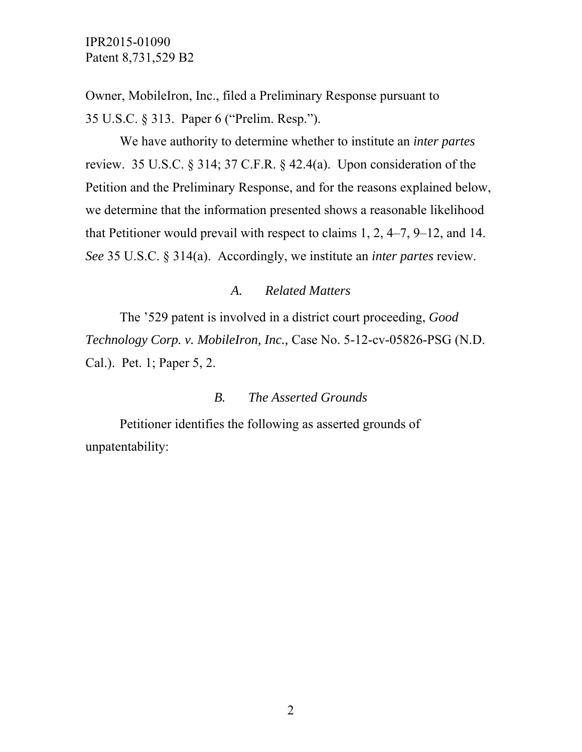Owner, MobileIron, Inc., filed a Preliminary Response pursuant to 35 U.S.C. § 313. Paper 6 ("Prelim. Resp.").

We have authority to determine whether to institute an *inter partes* review. 35 U.S.C. § 314; 37 C.F.R. § 42.4(a). Upon consideration of the Petition and the Preliminary Response, and for the reasons explained below, we determine that the information presented shows a reasonable likelihood that Petitioner would prevail with respect to claims 1, 2, 4–7, 9–12, and 14. *See* 35 U.S.C. § 314(a). Accordingly, we institute an *inter partes* review.

### *A. Related Matters*

The '529 patent is involved in a district court proceeding, *Good Technology Corp. v. MobileIron, Inc.,* Case No. 5-12-cv-05826-PSG (N.D. Cal.). Pet. 1; Paper 5, 2.

### *B. The Asserted Grounds*

Petitioner identifies the following as asserted grounds of unpatentability: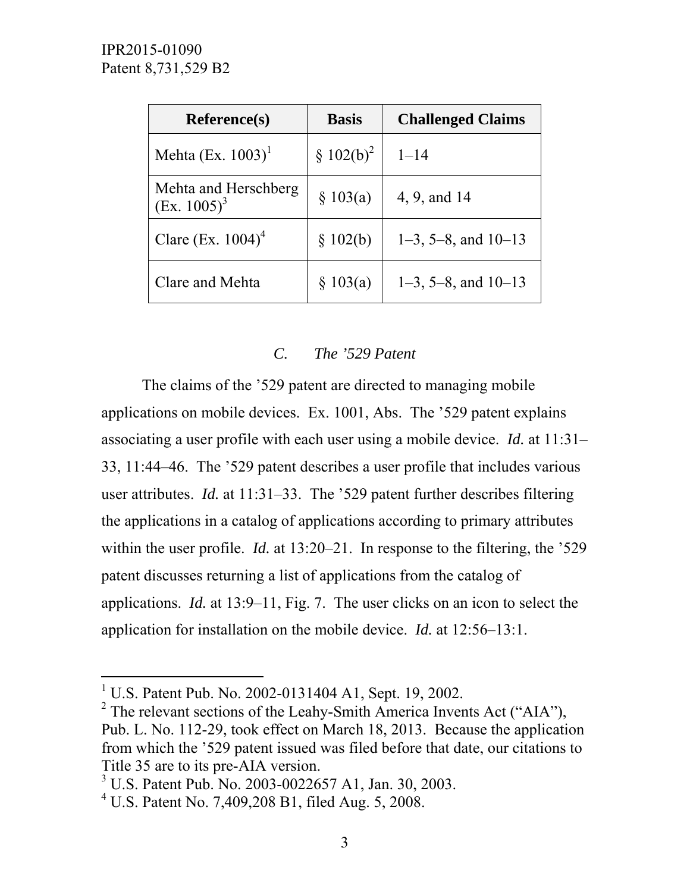| Reference(s) | Basis | Challenged Claims |
|---|---|---|
| Mehta (Ex. 1003)[1] | § 102(b)[2] | 1–14 |
| Mehta and Herschberg (Ex. 1005)[3] | § 103(a) | 4, 9, and 14 |
| Clare (Ex. 1004)[4] | § 102(b) | 1–3, 5–8, and 10–13 |
| Clare and Mehta | § 103(a) | 1–3, 5–8, and 10–13 |

### *C. The ’529 Patent*

The claims of the ’529 patent are directed to managing mobile applications on mobile devices. Ex. 1001, Abs. The ’529 patent explains associating a user profile with each user using a mobile device. *Id.* at 11:31–33, 11:44–46. The ’529 patent describes a user profile that includes various user attributes. *Id.* at 11:31–33. The ’529 patent further describes filtering the applications in a catalog of applications according to primary attributes within the user profile. *Id.* at 13:20–21. In response to the filtering, the ’529 patent discusses returning a list of applications from the catalog of applications. *Id.* at 13:9–11, Fig. 7. The user clicks on an icon to select the application for installation on the mobile device. *Id.* at 12:56–13:1.

---

[1] U.S. Patent Pub. No. 2002-0131404 A1, Sept. 19, 2002.

[2] The relevant sections of the Leahy-Smith America Invents Act (“AIA”), Pub. L. No. 112-29, took effect on March 18, 2013. Because the application from which the ’529 patent issued was filed before that date, our citations to Title 35 are to its pre-AIA version.

[3] U.S. Patent Pub. No. 2003-0022657 A1, Jan. 30, 2003.

[4] U.S. Patent No. 7,409,208 B1, filed Aug. 5, 2008.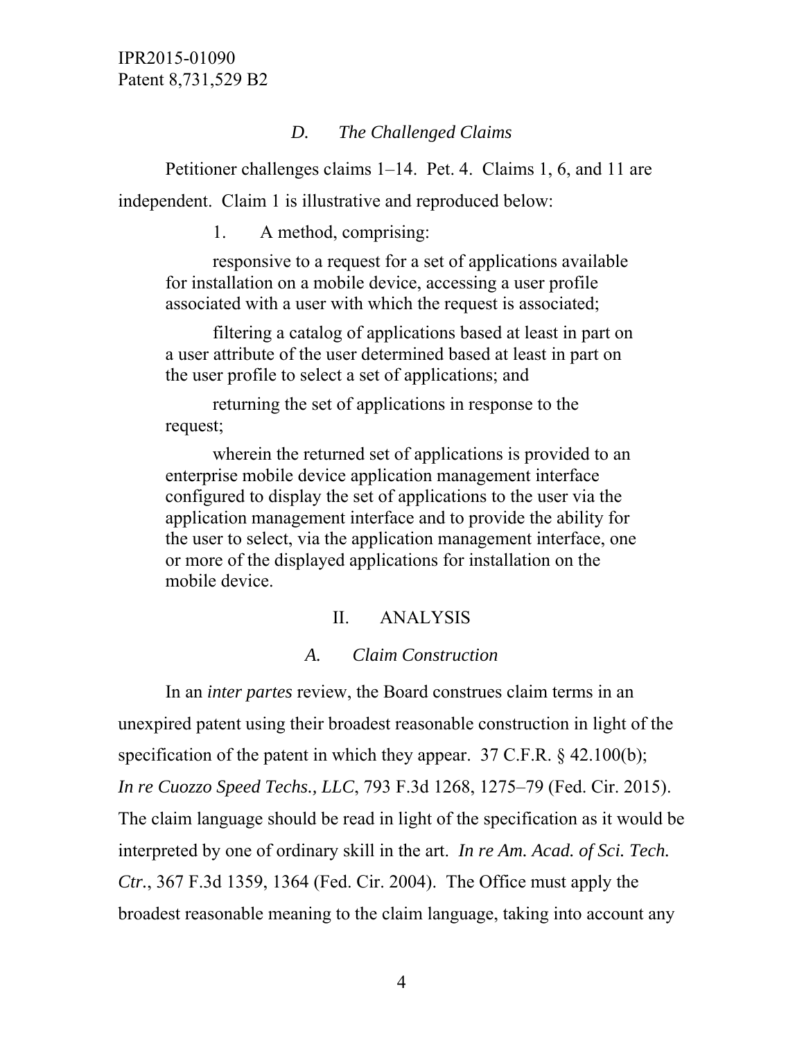### *D. The Challenged Claims*

Petitioner challenges claims 1–14. Pet. 4. Claims 1, 6, and 11 are independent. Claim 1 is illustrative and reproduced below:

> 1. A method, comprising:
>
> responsive to a request for a set of applications available for installation on a mobile device, accessing a user profile associated with a user with which the request is associated;
>
> filtering a catalog of applications based at least in part on a user attribute of the user determined based at least in part on the user profile to select a set of applications; and
>
> returning the set of applications in response to the request;
>
> wherein the returned set of applications is provided to an enterprise mobile device application management interface configured to display the set of applications to the user via the application management interface and to provide the ability for the user to select, via the application management interface, one or more of the displayed applications for installation on the mobile device.

## II. ANALYSIS

### *A. Claim Construction*

In an *inter partes* review, the Board construes claim terms in an unexpired patent using their broadest reasonable construction in light of the specification of the patent in which they appear. 37 C.F.R. § 42.100(b); *In re Cuozzo Speed Techs., LLC*, 793 F.3d 1268, 1275–79 (Fed. Cir. 2015). The claim language should be read in light of the specification as it would be interpreted by one of ordinary skill in the art. *In re Am. Acad. of Sci. Tech. Ctr.*, 367 F.3d 1359, 1364 (Fed. Cir. 2004). The Office must apply the broadest reasonable meaning to the claim language, taking into account any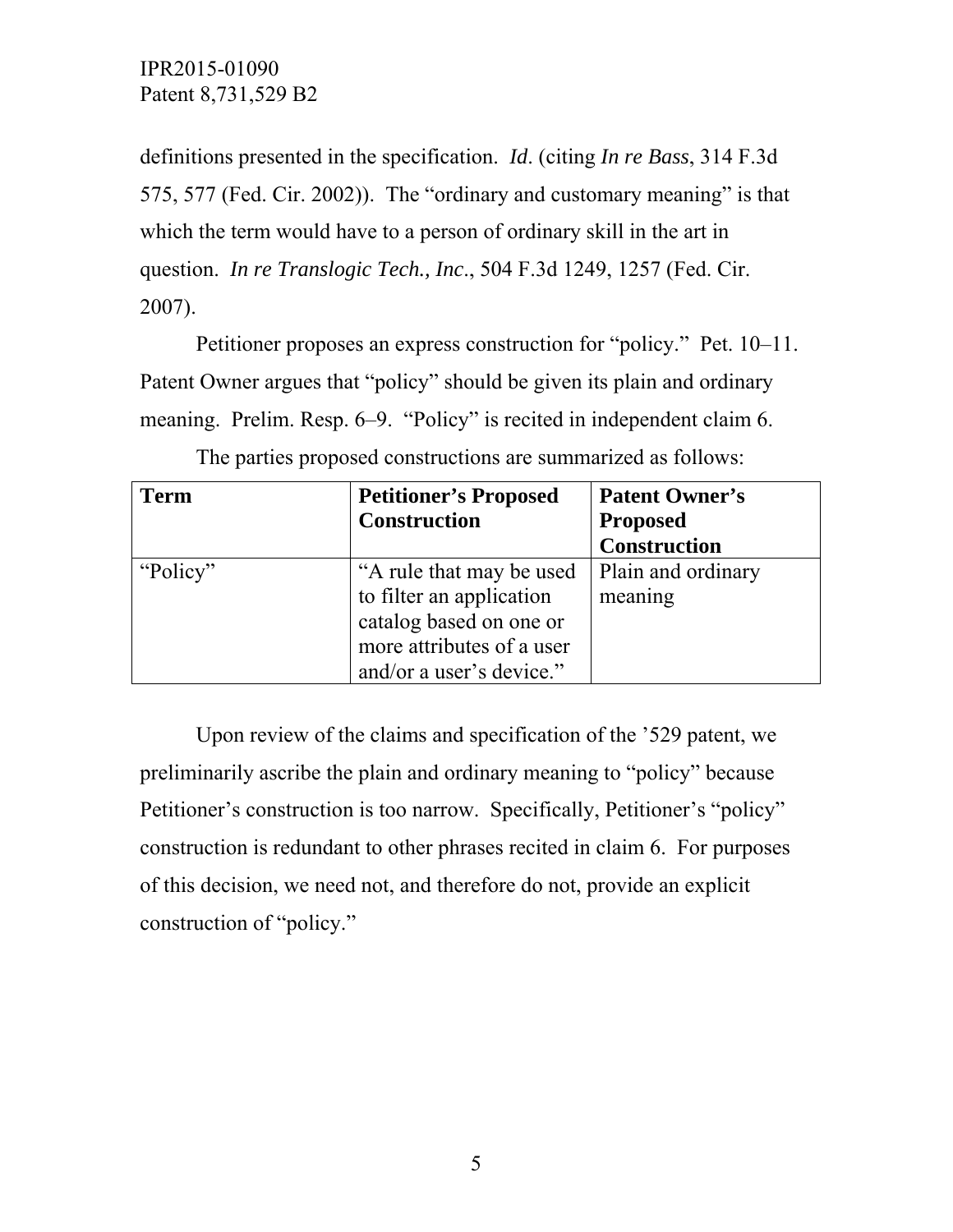definitions presented in the specification. *Id.* (citing *In re Bass*, 314 F.3d 575, 577 (Fed. Cir. 2002)). The "ordinary and customary meaning" is that which the term would have to a person of ordinary skill in the art in question. *In re Translogic Tech., Inc*., 504 F.3d 1249, 1257 (Fed. Cir. 2007).

Petitioner proposes an express construction for "policy." Pet. 10–11. Patent Owner argues that "policy" should be given its plain and ordinary meaning. Prelim. Resp. 6–9. "Policy" is recited in independent claim 6.

The parties proposed constructions are summarized as follows:

| **Term** | **Petitioner's Proposed Construction** | **Patent Owner's Proposed Construction** |
|---|---|---|
| "Policy" | "A rule that may be used to filter an application catalog based on one or more attributes of a user and/or a user's device." | Plain and ordinary meaning |

Upon review of the claims and specification of the '529 patent, we preliminarily ascribe the plain and ordinary meaning to "policy" because Petitioner's construction is too narrow. Specifically, Petitioner's "policy" construction is redundant to other phrases recited in claim 6. For purposes of this decision, we need not, and therefore do not, provide an explicit construction of "policy."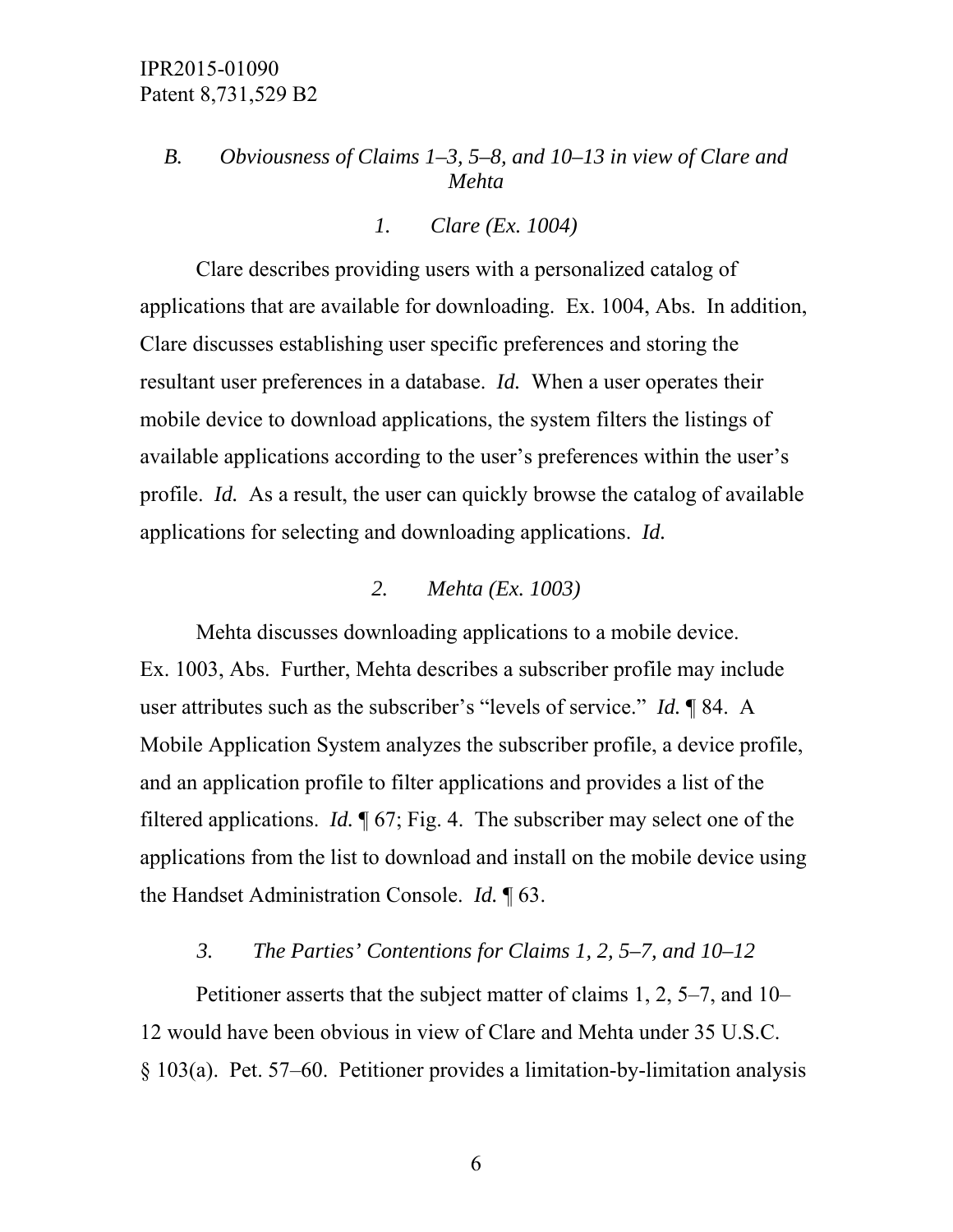### *B. Obviousness of Claims 1–3, 5–8, and 10–13 in view of Clare and Mehta*

#### *1. Clare (Ex. 1004)*

Clare describes providing users with a personalized catalog of applications that are available for downloading. Ex. 1004, Abs. In addition, Clare discusses establishing user specific preferences and storing the resultant user preferences in a database. *Id.* When a user operates their mobile device to download applications, the system filters the listings of available applications according to the user's preferences within the user's profile. *Id.* As a result, the user can quickly browse the catalog of available applications for selecting and downloading applications. *Id.*

#### *2. Mehta (Ex. 1003)*

Mehta discusses downloading applications to a mobile device. Ex. 1003, Abs. Further, Mehta describes a subscriber profile may include user attributes such as the subscriber's "levels of service." *Id.* ¶ 84. A Mobile Application System analyzes the subscriber profile, a device profile, and an application profile to filter applications and provides a list of the filtered applications. *Id.* ¶ 67; Fig. 4. The subscriber may select one of the applications from the list to download and install on the mobile device using the Handset Administration Console. *Id.* ¶ 63.

#### *3. The Parties' Contentions for Claims 1, 2, 5–7, and 10–12*

Petitioner asserts that the subject matter of claims 1, 2, 5–7, and 10–12 would have been obvious in view of Clare and Mehta under 35 U.S.C. § 103(a). Pet. 57–60. Petitioner provides a limitation-by-limitation analysis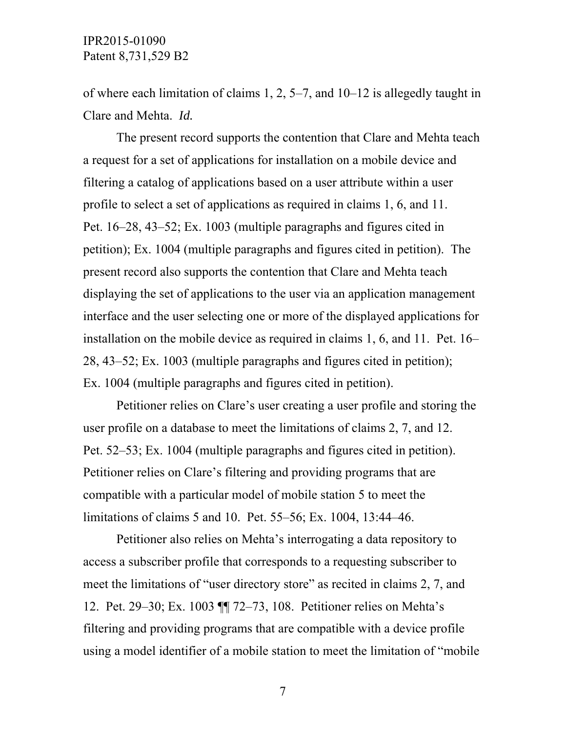of where each limitation of claims 1, 2, 5–7, and 10–12 is allegedly taught in Clare and Mehta. *Id.*

The present record supports the contention that Clare and Mehta teach a request for a set of applications for installation on a mobile device and filtering a catalog of applications based on a user attribute within a user profile to select a set of applications as required in claims 1, 6, and 11. Pet. 16–28, 43–52; Ex. 1003 (multiple paragraphs and figures cited in petition); Ex. 1004 (multiple paragraphs and figures cited in petition). The present record also supports the contention that Clare and Mehta teach displaying the set of applications to the user via an application management interface and the user selecting one or more of the displayed applications for installation on the mobile device as required in claims 1, 6, and 11. Pet. 16–28, 43–52; Ex. 1003 (multiple paragraphs and figures cited in petition); Ex. 1004 (multiple paragraphs and figures cited in petition).

Petitioner relies on Clare's user creating a user profile and storing the user profile on a database to meet the limitations of claims 2, 7, and 12. Pet. 52–53; Ex. 1004 (multiple paragraphs and figures cited in petition). Petitioner relies on Clare's filtering and providing programs that are compatible with a particular model of mobile station 5 to meet the limitations of claims 5 and 10. Pet. 55–56; Ex. 1004, 13:44–46.

Petitioner also relies on Mehta's interrogating a data repository to access a subscriber profile that corresponds to a requesting subscriber to meet the limitations of "user directory store" as recited in claims 2, 7, and 12. Pet. 29–30; Ex. 1003 ¶¶ 72–73, 108. Petitioner relies on Mehta's filtering and providing programs that are compatible with a device profile using a model identifier of a mobile station to meet the limitation of "mobile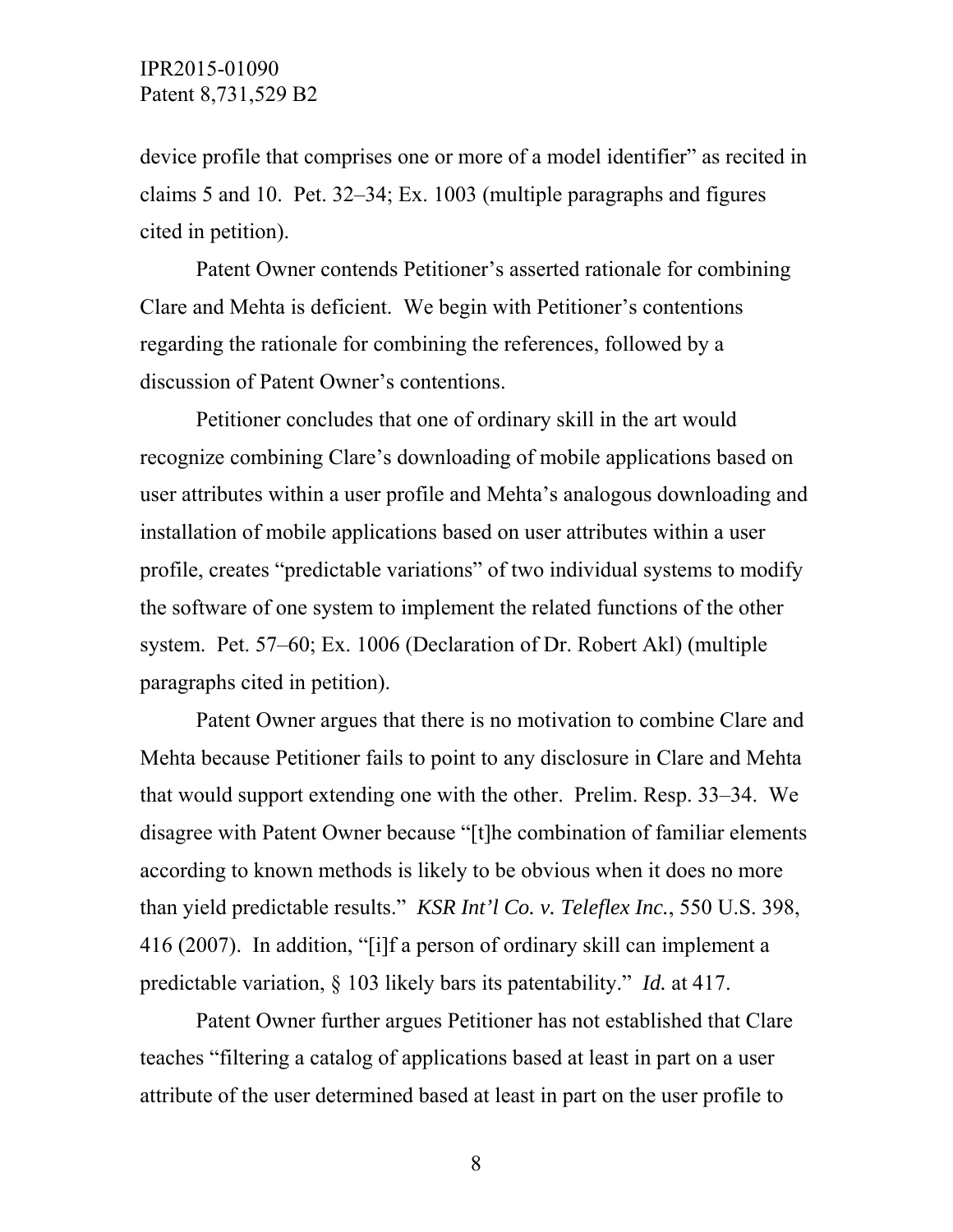device profile that comprises one or more of a model identifier" as recited in claims 5 and 10. Pet. 32–34; Ex. 1003 (multiple paragraphs and figures cited in petition).

Patent Owner contends Petitioner's asserted rationale for combining Clare and Mehta is deficient. We begin with Petitioner's contentions regarding the rationale for combining the references, followed by a discussion of Patent Owner's contentions.

Petitioner concludes that one of ordinary skill in the art would recognize combining Clare's downloading of mobile applications based on user attributes within a user profile and Mehta's analogous downloading and installation of mobile applications based on user attributes within a user profile, creates "predictable variations" of two individual systems to modify the software of one system to implement the related functions of the other system. Pet. 57–60; Ex. 1006 (Declaration of Dr. Robert Akl) (multiple paragraphs cited in petition).

Patent Owner argues that there is no motivation to combine Clare and Mehta because Petitioner fails to point to any disclosure in Clare and Mehta that would support extending one with the other. Prelim. Resp. 33–34. We disagree with Patent Owner because "[t]he combination of familiar elements according to known methods is likely to be obvious when it does no more than yield predictable results." *KSR Int'l Co. v. Teleflex Inc.*, 550 U.S. 398, 416 (2007). In addition, "[i]f a person of ordinary skill can implement a predictable variation, § 103 likely bars its patentability." *Id.* at 417.

Patent Owner further argues Petitioner has not established that Clare teaches "filtering a catalog of applications based at least in part on a user attribute of the user determined based at least in part on the user profile to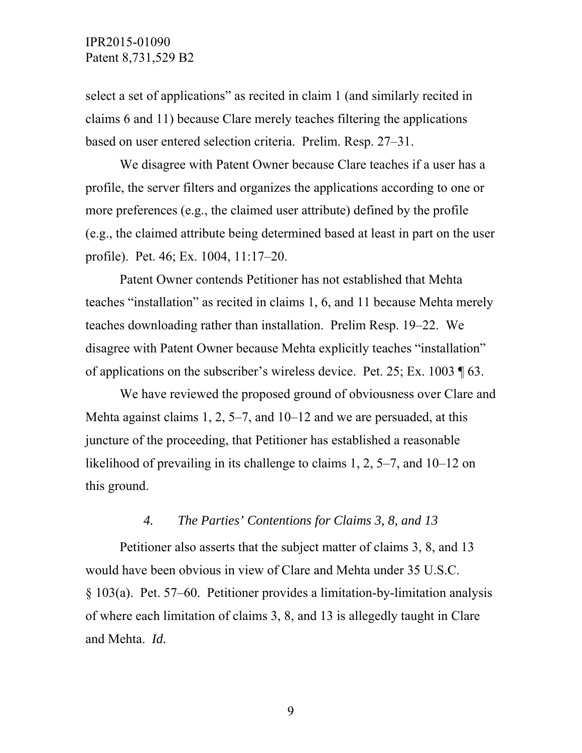select a set of applications" as recited in claim 1 (and similarly recited in claims 6 and 11) because Clare merely teaches filtering the applications based on user entered selection criteria. Prelim. Resp. 27–31.

We disagree with Patent Owner because Clare teaches if a user has a profile, the server filters and organizes the applications according to one or more preferences (e.g., the claimed user attribute) defined by the profile (e.g., the claimed attribute being determined based at least in part on the user profile). Pet. 46; Ex. 1004, 11:17–20.

Patent Owner contends Petitioner has not established that Mehta teaches "installation" as recited in claims 1, 6, and 11 because Mehta merely teaches downloading rather than installation. Prelim Resp. 19–22. We disagree with Patent Owner because Mehta explicitly teaches "installation" of applications on the subscriber's wireless device. Pet. 25; Ex. 1003 ¶ 63.

We have reviewed the proposed ground of obviousness over Clare and Mehta against claims 1, 2, 5–7, and 10–12 and we are persuaded, at this juncture of the proceeding, that Petitioner has established a reasonable likelihood of prevailing in its challenge to claims 1, 2, 5–7, and 10–12 on this ground.

### *4. The Parties' Contentions for Claims 3, 8, and 13*

Petitioner also asserts that the subject matter of claims 3, 8, and 13 would have been obvious in view of Clare and Mehta under 35 U.S.C. § 103(a). Pet. 57–60. Petitioner provides a limitation-by-limitation analysis of where each limitation of claims 3, 8, and 13 is allegedly taught in Clare and Mehta. *Id.*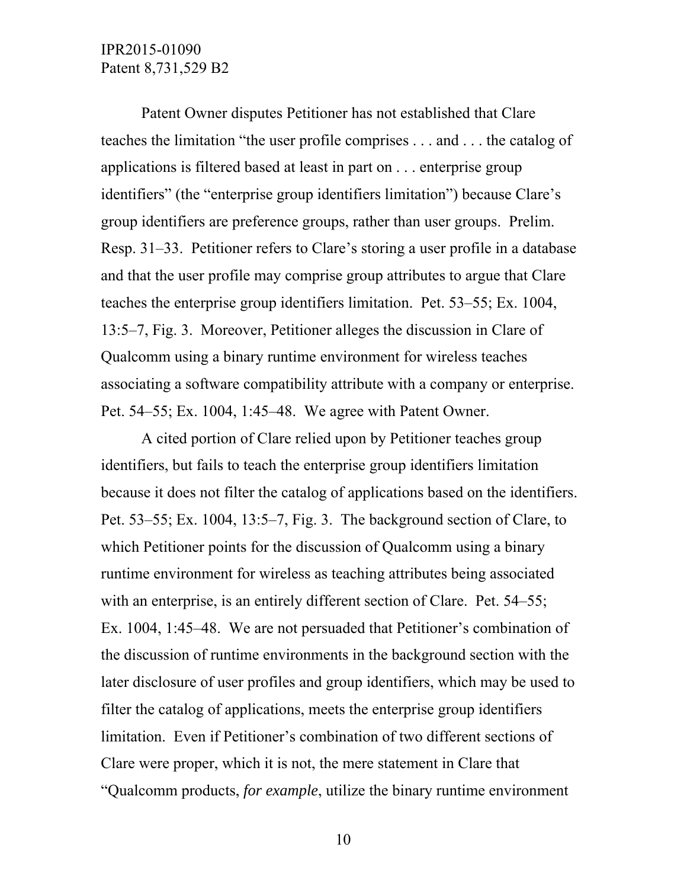Patent Owner disputes Petitioner has not established that Clare teaches the limitation "the user profile comprises . . . and . . . the catalog of applications is filtered based at least in part on . . . enterprise group identifiers" (the "enterprise group identifiers limitation") because Clare's group identifiers are preference groups, rather than user groups. Prelim. Resp. 31–33. Petitioner refers to Clare's storing a user profile in a database and that the user profile may comprise group attributes to argue that Clare teaches the enterprise group identifiers limitation. Pet. 53–55; Ex. 1004, 13:5–7, Fig. 3. Moreover, Petitioner alleges the discussion in Clare of Qualcomm using a binary runtime environment for wireless teaches associating a software compatibility attribute with a company or enterprise. Pet. 54–55; Ex. 1004, 1:45–48. We agree with Patent Owner.

A cited portion of Clare relied upon by Petitioner teaches group identifiers, but fails to teach the enterprise group identifiers limitation because it does not filter the catalog of applications based on the identifiers. Pet. 53–55; Ex. 1004, 13:5–7, Fig. 3. The background section of Clare, to which Petitioner points for the discussion of Qualcomm using a binary runtime environment for wireless as teaching attributes being associated with an enterprise, is an entirely different section of Clare. Pet. 54–55; Ex. 1004, 1:45–48. We are not persuaded that Petitioner's combination of the discussion of runtime environments in the background section with the later disclosure of user profiles and group identifiers, which may be used to filter the catalog of applications, meets the enterprise group identifiers limitation. Even if Petitioner's combination of two different sections of Clare were proper, which it is not, the mere statement in Clare that "Qualcomm products, *for example*, utilize the binary runtime environment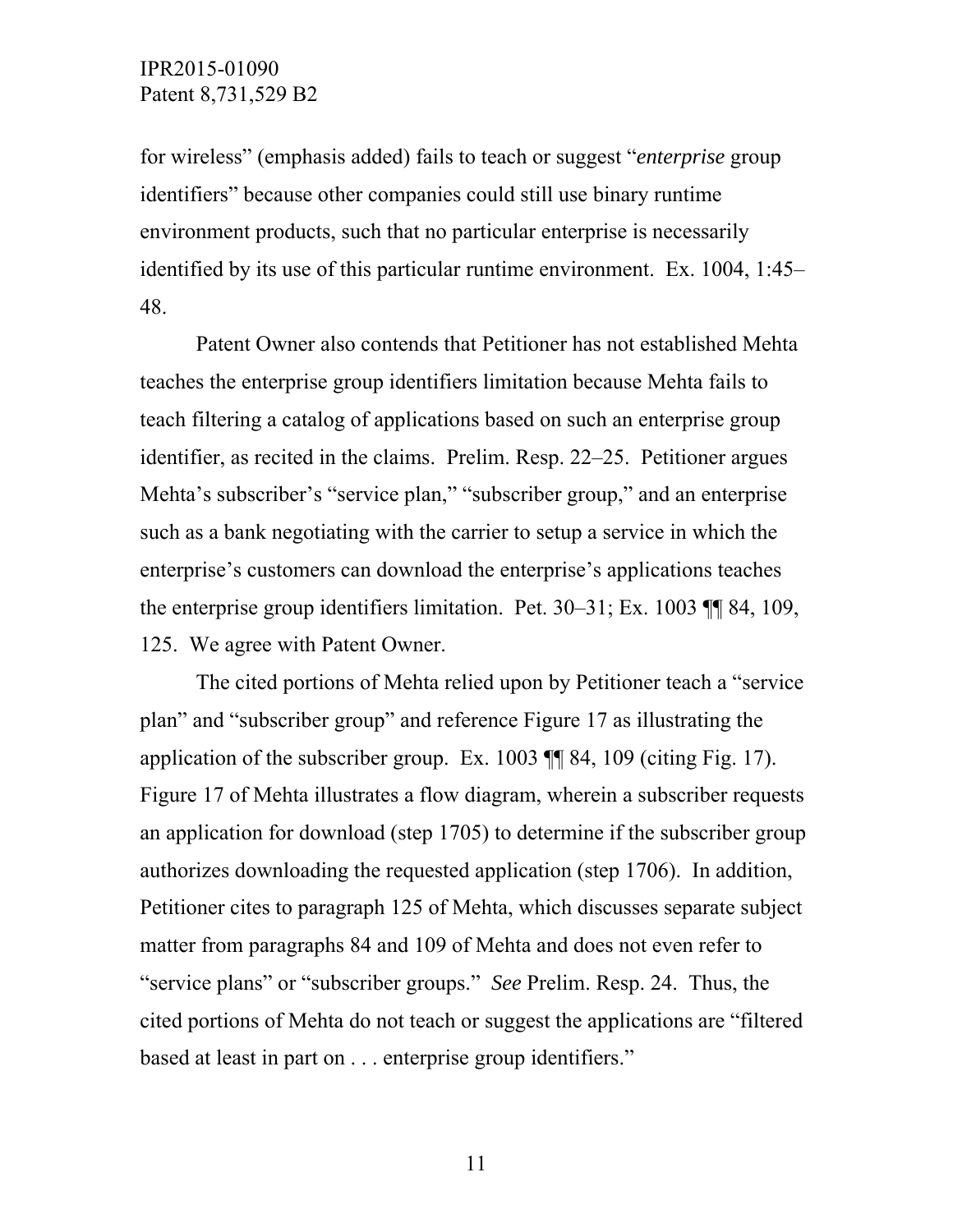for wireless" (emphasis added) fails to teach or suggest "*enterprise* group identifiers" because other companies could still use binary runtime environment products, such that no particular enterprise is necessarily identified by its use of this particular runtime environment. Ex. 1004, 1:45–48.

Patent Owner also contends that Petitioner has not established Mehta teaches the enterprise group identifiers limitation because Mehta fails to teach filtering a catalog of applications based on such an enterprise group identifier, as recited in the claims. Prelim. Resp. 22–25. Petitioner argues Mehta's subscriber's "service plan," "subscriber group," and an enterprise such as a bank negotiating with the carrier to setup a service in which the enterprise's customers can download the enterprise's applications teaches the enterprise group identifiers limitation. Pet. 30–31; Ex. 1003 ¶¶ 84, 109, 125. We agree with Patent Owner.

The cited portions of Mehta relied upon by Petitioner teach a "service plan" and "subscriber group" and reference Figure 17 as illustrating the application of the subscriber group. Ex. 1003 ¶¶ 84, 109 (citing Fig. 17). Figure 17 of Mehta illustrates a flow diagram, wherein a subscriber requests an application for download (step 1705) to determine if the subscriber group authorizes downloading the requested application (step 1706). In addition, Petitioner cites to paragraph 125 of Mehta, which discusses separate subject matter from paragraphs 84 and 109 of Mehta and does not even refer to "service plans" or "subscriber groups." *See* Prelim. Resp. 24. Thus, the cited portions of Mehta do not teach or suggest the applications are "filtered based at least in part on . . . enterprise group identifiers."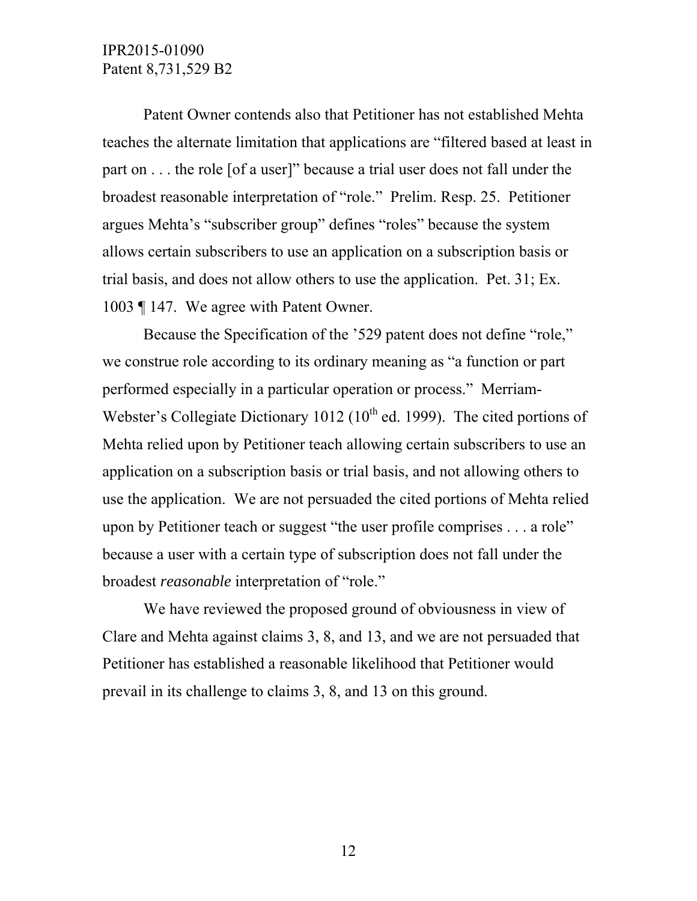Patent Owner contends also that Petitioner has not established Mehta teaches the alternate limitation that applications are "filtered based at least in part on . . . the role [of a user]" because a trial user does not fall under the broadest reasonable interpretation of "role." Prelim. Resp. 25. Petitioner argues Mehta's "subscriber group" defines "roles" because the system allows certain subscribers to use an application on a subscription basis or trial basis, and does not allow others to use the application. Pet. 31; Ex. 1003 ¶ 147. We agree with Patent Owner.

Because the Specification of the '529 patent does not define "role," we construe role according to its ordinary meaning as "a function or part performed especially in a particular operation or process." Merriam-Webster's Collegiate Dictionary 1012 (10th ed. 1999). The cited portions of Mehta relied upon by Petitioner teach allowing certain subscribers to use an application on a subscription basis or trial basis, and not allowing others to use the application. We are not persuaded the cited portions of Mehta relied upon by Petitioner teach or suggest "the user profile comprises . . . a role" because a user with a certain type of subscription does not fall under the broadest *reasonable* interpretation of "role."

We have reviewed the proposed ground of obviousness in view of Clare and Mehta against claims 3, 8, and 13, and we are not persuaded that Petitioner has established a reasonable likelihood that Petitioner would prevail in its challenge to claims 3, 8, and 13 on this ground.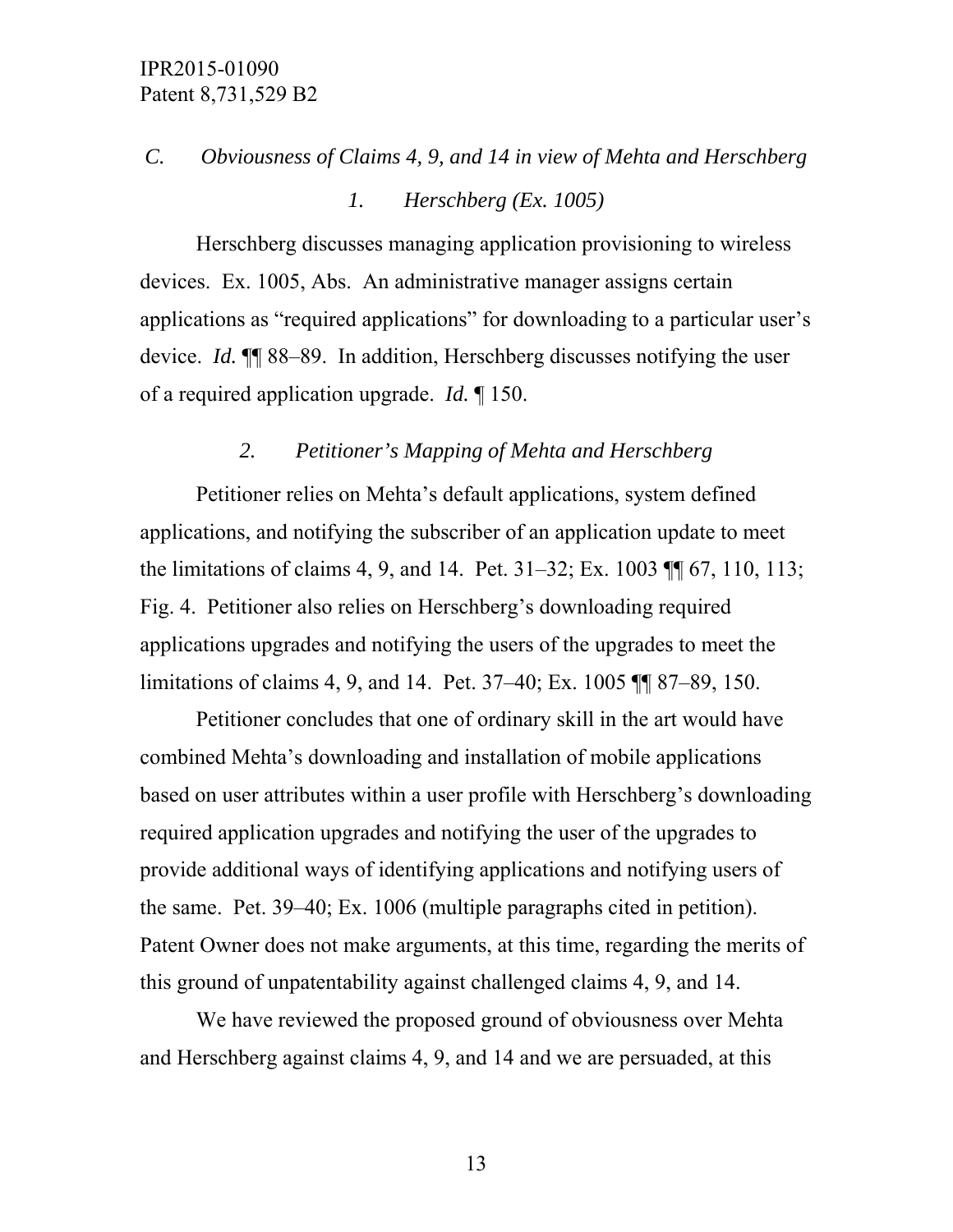### *C. Obviousness of Claims 4, 9, and 14 in view of Mehta and Herschberg*

#### *1. Herschberg (Ex. 1005)*

Herschberg discusses managing application provisioning to wireless devices. Ex. 1005, Abs. An administrative manager assigns certain applications as "required applications" for downloading to a particular user's device. *Id.* ¶¶ 88–89. In addition, Herschberg discusses notifying the user of a required application upgrade. *Id.* ¶ 150.

#### *2. Petitioner's Mapping of Mehta and Herschberg*

Petitioner relies on Mehta's default applications, system defined applications, and notifying the subscriber of an application update to meet the limitations of claims 4, 9, and 14. Pet. 31–32; Ex. 1003 ¶¶ 67, 110, 113; Fig. 4. Petitioner also relies on Herschberg's downloading required applications upgrades and notifying the users of the upgrades to meet the limitations of claims 4, 9, and 14. Pet. 37–40; Ex. 1005 ¶¶ 87–89, 150.

Petitioner concludes that one of ordinary skill in the art would have combined Mehta's downloading and installation of mobile applications based on user attributes within a user profile with Herschberg's downloading required application upgrades and notifying the user of the upgrades to provide additional ways of identifying applications and notifying users of the same. Pet. 39–40; Ex. 1006 (multiple paragraphs cited in petition). Patent Owner does not make arguments, at this time, regarding the merits of this ground of unpatentability against challenged claims 4, 9, and 14.

We have reviewed the proposed ground of obviousness over Mehta and Herschberg against claims 4, 9, and 14 and we are persuaded, at this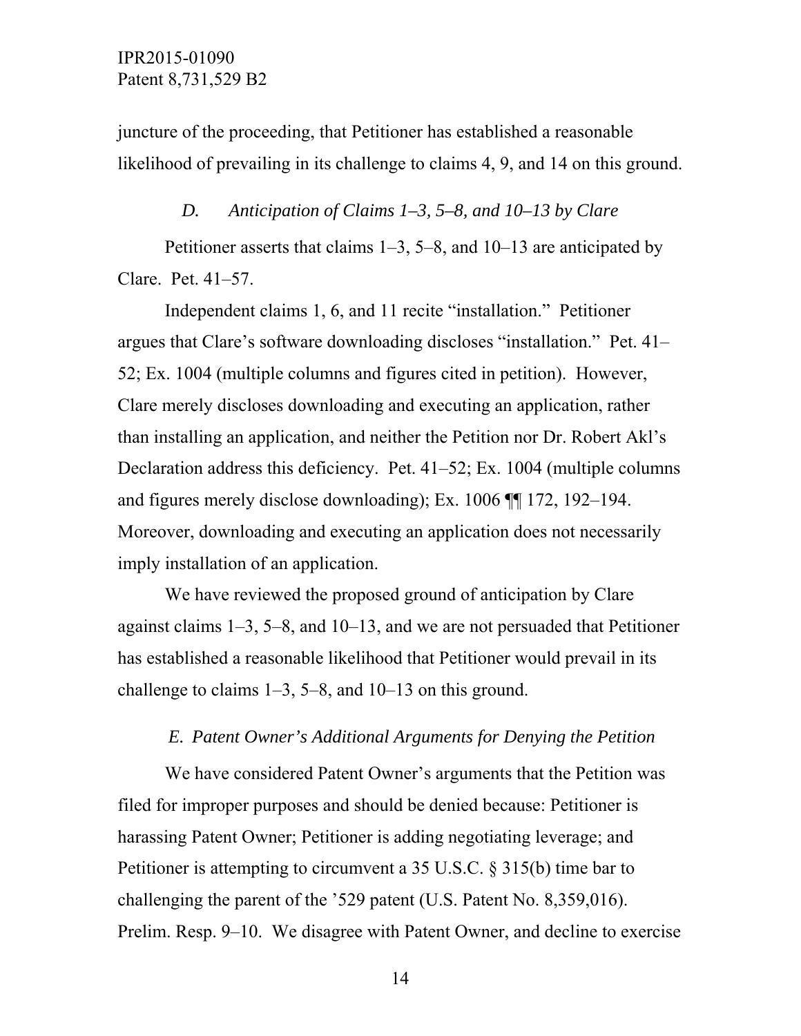juncture of the proceeding, that Petitioner has established a reasonable likelihood of prevailing in its challenge to claims 4, 9, and 14 on this ground.

### *D. Anticipation of Claims 1–3, 5–8, and 10–13 by Clare*

Petitioner asserts that claims 1–3, 5–8, and 10–13 are anticipated by Clare. Pet. 41–57.

Independent claims 1, 6, and 11 recite "installation." Petitioner argues that Clare's software downloading discloses "installation." Pet. 41–52; Ex. 1004 (multiple columns and figures cited in petition). However, Clare merely discloses downloading and executing an application, rather than installing an application, and neither the Petition nor Dr. Robert Akl's Declaration address this deficiency. Pet. 41–52; Ex. 1004 (multiple columns and figures merely disclose downloading); Ex. 1006 ¶¶ 172, 192–194. Moreover, downloading and executing an application does not necessarily imply installation of an application.

We have reviewed the proposed ground of anticipation by Clare against claims 1–3, 5–8, and 10–13, and we are not persuaded that Petitioner has established a reasonable likelihood that Petitioner would prevail in its challenge to claims 1–3, 5–8, and 10–13 on this ground.

### *E. Patent Owner's Additional Arguments for Denying the Petition*

We have considered Patent Owner's arguments that the Petition was filed for improper purposes and should be denied because: Petitioner is harassing Patent Owner; Petitioner is adding negotiating leverage; and Petitioner is attempting to circumvent a 35 U.S.C. § 315(b) time bar to challenging the parent of the '529 patent (U.S. Patent No. 8,359,016). Prelim. Resp. 9–10. We disagree with Patent Owner, and decline to exercise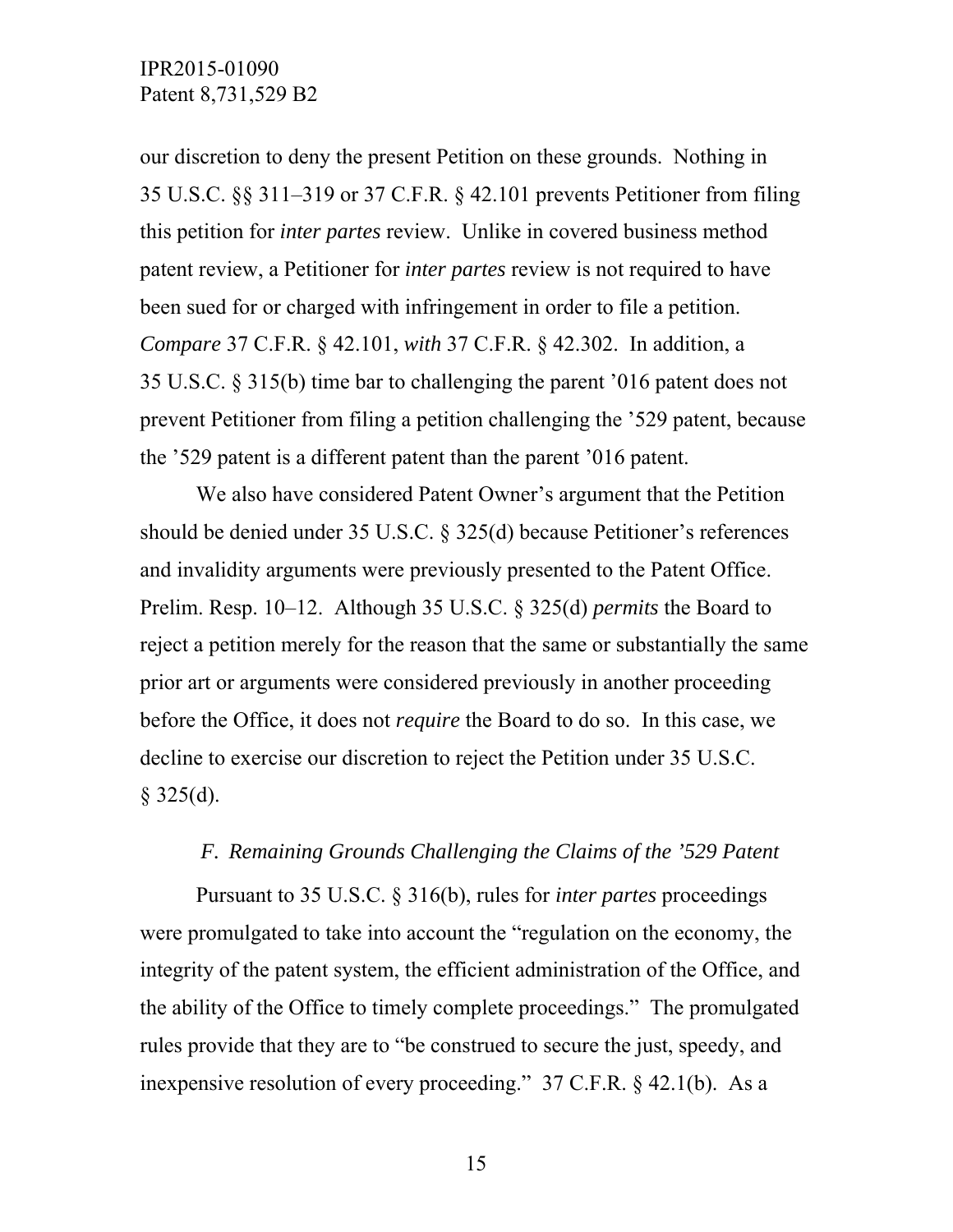our discretion to deny the present Petition on these grounds. Nothing in 35 U.S.C. §§ 311–319 or 37 C.F.R. § 42.101 prevents Petitioner from filing this petition for *inter partes* review. Unlike in covered business method patent review, a Petitioner for *inter partes* review is not required to have been sued for or charged with infringement in order to file a petition. *Compare* 37 C.F.R. § 42.101, *with* 37 C.F.R. § 42.302. In addition, a 35 U.S.C. § 315(b) time bar to challenging the parent '016 patent does not prevent Petitioner from filing a petition challenging the '529 patent, because the '529 patent is a different patent than the parent '016 patent.

We also have considered Patent Owner's argument that the Petition should be denied under 35 U.S.C. § 325(d) because Petitioner's references and invalidity arguments were previously presented to the Patent Office. Prelim. Resp. 10–12. Although 35 U.S.C. § 325(d) *permits* the Board to reject a petition merely for the reason that the same or substantially the same prior art or arguments were considered previously in another proceeding before the Office, it does not *require* the Board to do so. In this case, we decline to exercise our discretion to reject the Petition under 35 U.S.C. § 325(d).

### *F. Remaining Grounds Challenging the Claims of the '529 Patent*

Pursuant to 35 U.S.C. § 316(b), rules for *inter partes* proceedings were promulgated to take into account the "regulation on the economy, the integrity of the patent system, the efficient administration of the Office, and the ability of the Office to timely complete proceedings." The promulgated rules provide that they are to "be construed to secure the just, speedy, and inexpensive resolution of every proceeding." 37 C.F.R. § 42.1(b). As a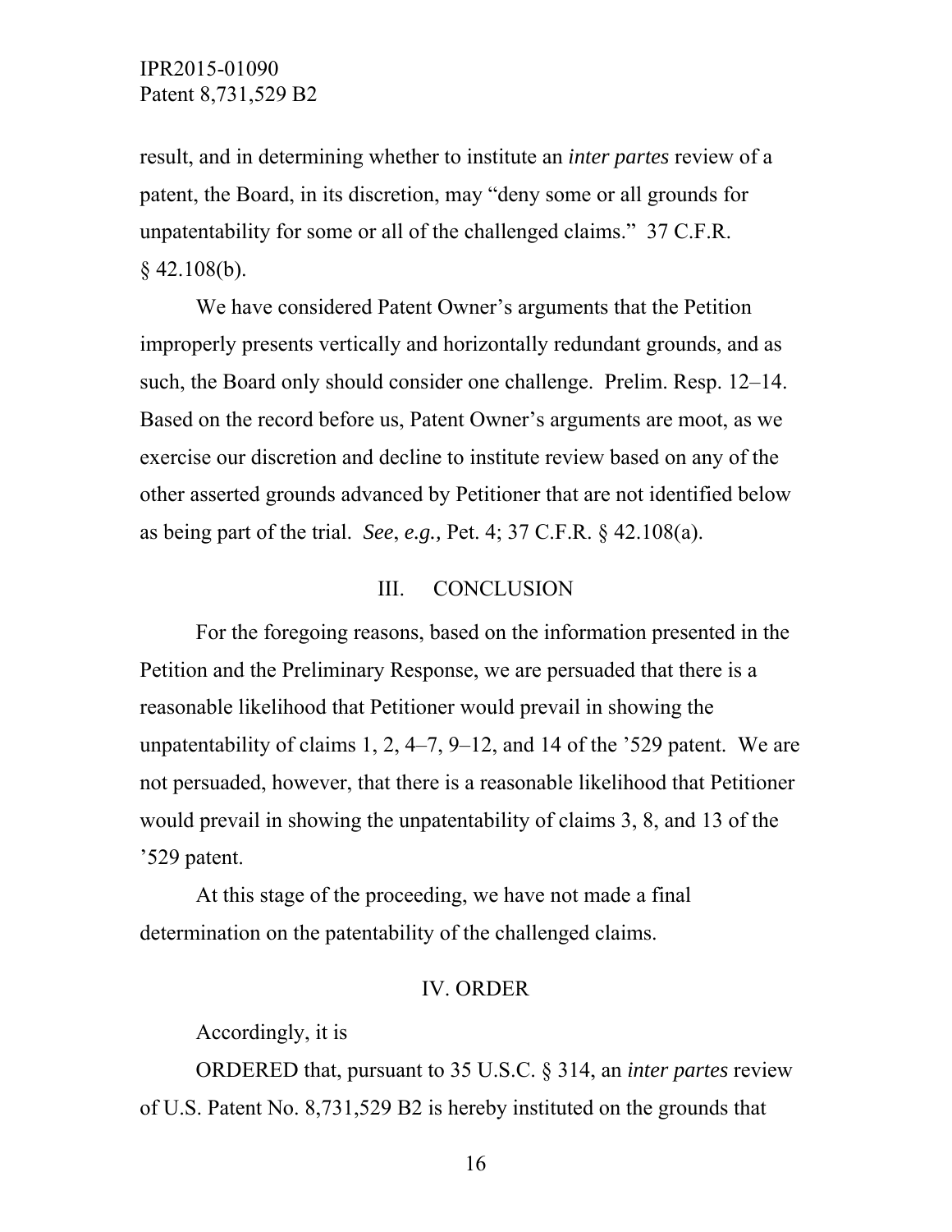result, and in determining whether to institute an *inter partes* review of a patent, the Board, in its discretion, may "deny some or all grounds for unpatentability for some or all of the challenged claims." 37 C.F.R. § 42.108(b).

We have considered Patent Owner's arguments that the Petition improperly presents vertically and horizontally redundant grounds, and as such, the Board only should consider one challenge. Prelim. Resp. 12–14. Based on the record before us, Patent Owner's arguments are moot, as we exercise our discretion and decline to institute review based on any of the other asserted grounds advanced by Petitioner that are not identified below as being part of the trial. *See*, *e.g.,* Pet. 4; 37 C.F.R. § 42.108(a).

## III. CONCLUSION

For the foregoing reasons, based on the information presented in the Petition and the Preliminary Response, we are persuaded that there is a reasonable likelihood that Petitioner would prevail in showing the unpatentability of claims 1, 2, 4–7, 9–12, and 14 of the '529 patent. We are not persuaded, however, that there is a reasonable likelihood that Petitioner would prevail in showing the unpatentability of claims 3, 8, and 13 of the '529 patent.

At this stage of the proceeding, we have not made a final determination on the patentability of the challenged claims.

## IV. ORDER

Accordingly, it is

ORDERED that, pursuant to 35 U.S.C. § 314, an *inter partes* review of U.S. Patent No. 8,731,529 B2 is hereby instituted on the grounds that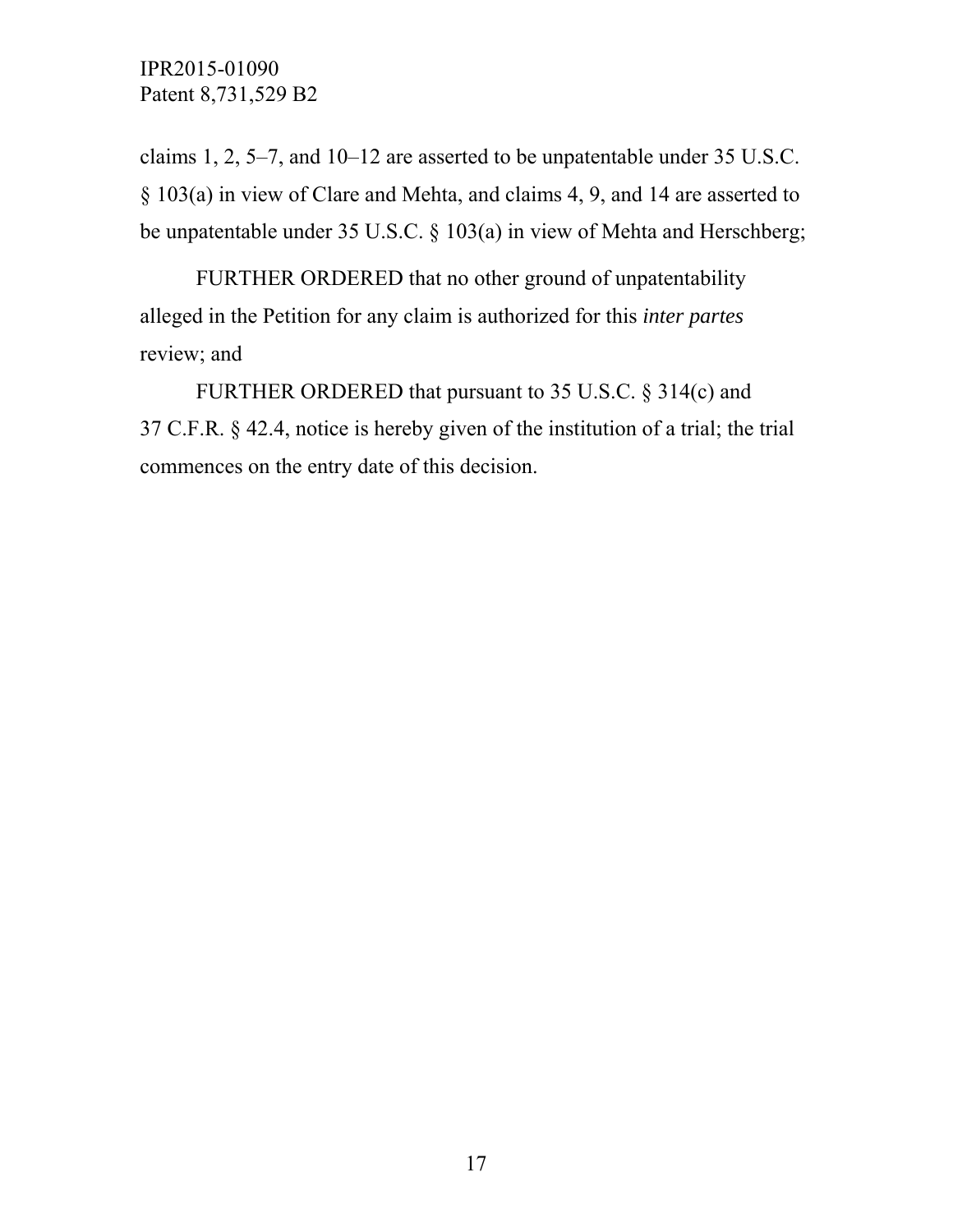claims 1, 2, 5–7, and 10–12 are asserted to be unpatentable under 35 U.S.C. § 103(a) in view of Clare and Mehta, and claims 4, 9, and 14 are asserted to be unpatentable under 35 U.S.C. § 103(a) in view of Mehta and Herschberg;

FURTHER ORDERED that no other ground of unpatentability alleged in the Petition for any claim is authorized for this *inter partes* review; and

FURTHER ORDERED that pursuant to 35 U.S.C. § 314(c) and 37 C.F.R. § 42.4, notice is hereby given of the institution of a trial; the trial commences on the entry date of this decision.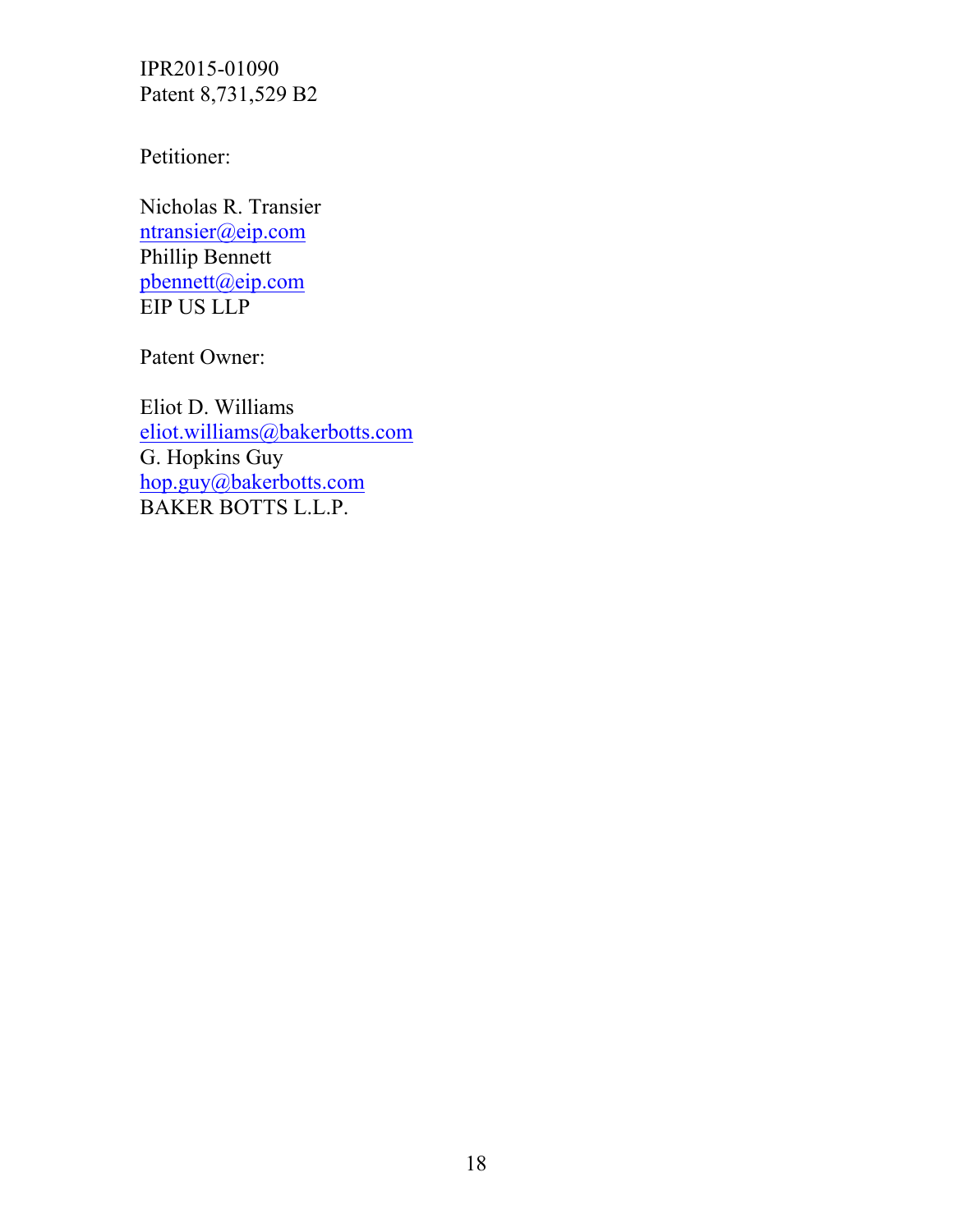Petitioner:

Nicholas R. Transier
ntransier@eip.com
Phillip Bennett
pbennett@eip.com
EIP US LLP

Patent Owner:

Eliot D. Williams
eliot.williams@bakerbotts.com
G. Hopkins Guy
hop.guy@bakerbotts.com
BAKER BOTTS L.L.P.